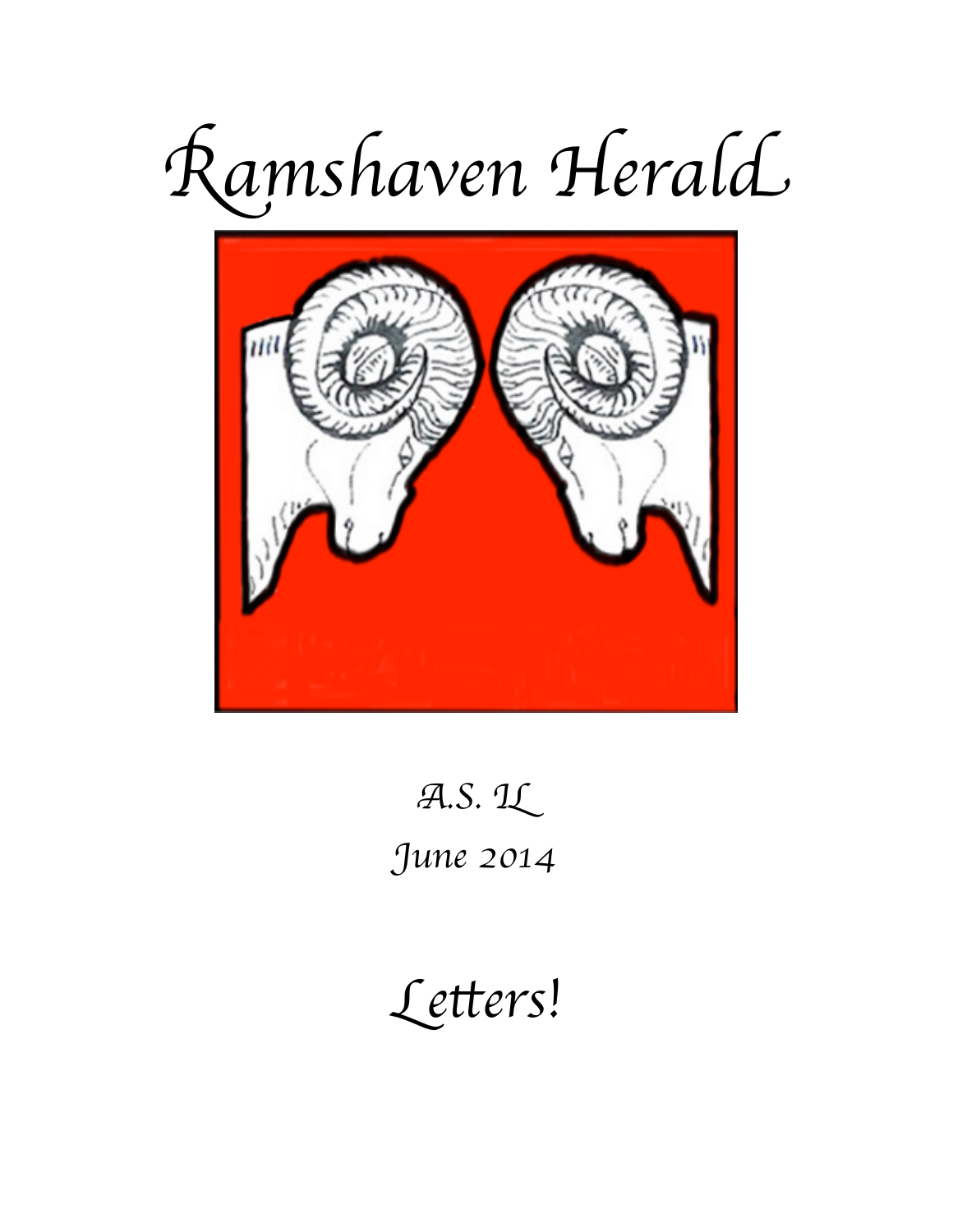# Ramshaven Herald

A.S. IL

June 2014

## Letters!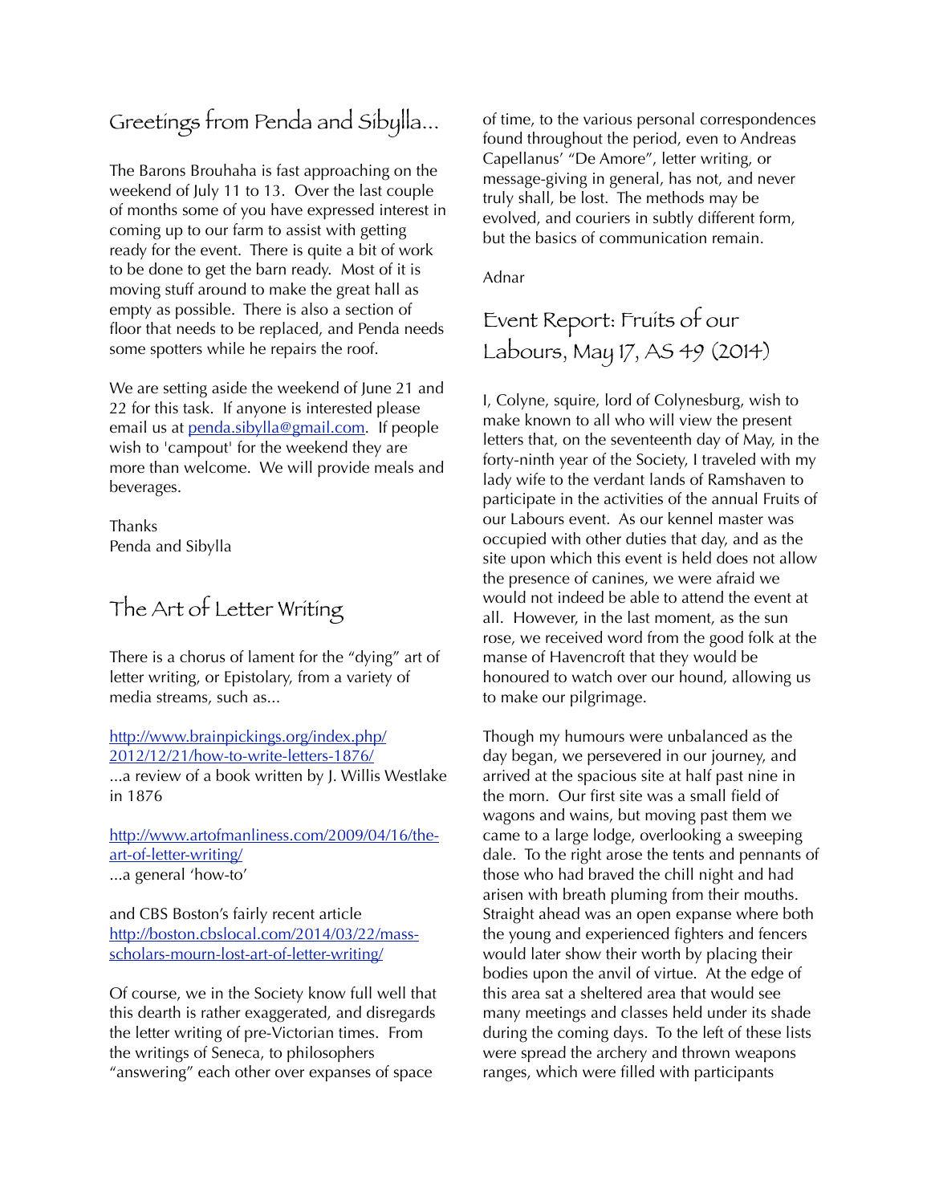## Greetings from Penda and Sibylla...

The Barons Brouhaha is fast approaching on the weekend of July 11 to 13. Over the last couple of months some of you have expressed interest in coming up to our farm to assist with getting ready for the event. There is quite a bit of work to be done to get the barn ready. Most of it is moving stuff around to make the great hall as empty as possible. There is also a section of floor that needs to be replaced, and Penda needs some spotters while he repairs the roof.

We are setting aside the weekend of June 21 and 22 for this task. If anyone is interested please email us at penda.sibylla@gmail.com. If people wish to 'campout' for the weekend they are more than welcome. We will provide meals and beverages.

Thanks
Penda and Sibylla

## The Art of Letter Writing

There is a chorus of lament for the "dying" art of letter writing, or Epistolary, from a variety of media streams, such as...

http://www.brainpickings.org/index.php/2012/12/21/how-to-write-letters-1876/
...a review of a book written by J. Willis Westlake in 1876

http://www.artofmanliness.com/2009/04/16/the-art-of-letter-writing/
...a general 'how-to'

and CBS Boston's fairly recent article http://boston.cbslocal.com/2014/03/22/mass-scholars-mourn-lost-art-of-letter-writing/

Of course, we in the Society know full well that this dearth is rather exaggerated, and disregards the letter writing of pre-Victorian times. From the writings of Seneca, to philosophers "answering" each other over expanses of space of time, to the various personal correspondences found throughout the period, even to Andreas Capellanus' "De Amore", letter writing, or message-giving in general, has not, and never truly shall, be lost. The methods may be evolved, and couriers in subtly different form, but the basics of communication remain.

Adnar

## Event Report: Fruits of our Labours, May 17, AS 49 (2014)

I, Colyne, squire, lord of Colynesburg, wish to make known to all who will view the present letters that, on the seventeenth day of May, in the forty-ninth year of the Society, I traveled with my lady wife to the verdant lands of Ramshaven to participate in the activities of the annual Fruits of our Labours event. As our kennel master was occupied with other duties that day, and as the site upon which this event is held does not allow the presence of canines, we were afraid we would not indeed be able to attend the event at all. However, in the last moment, as the sun rose, we received word from the good folk at the manse of Havencroft that they would be honoured to watch over our hound, allowing us to make our pilgrimage.

Though my humours were unbalanced as the day began, we persevered in our journey, and arrived at the spacious site at half past nine in the morn. Our first site was a small field of wagons and wains, but moving past them we came to a large lodge, overlooking a sweeping dale. To the right arose the tents and pennants of those who had braved the chill night and had arisen with breath pluming from their mouths. Straight ahead was an open expanse where both the young and experienced fighters and fencers would later show their worth by placing their bodies upon the anvil of virtue. At the edge of this area sat a sheltered area that would see many meetings and classes held under its shade during the coming days. To the left of these lists were spread the archery and thrown weapons ranges, which were filled with participants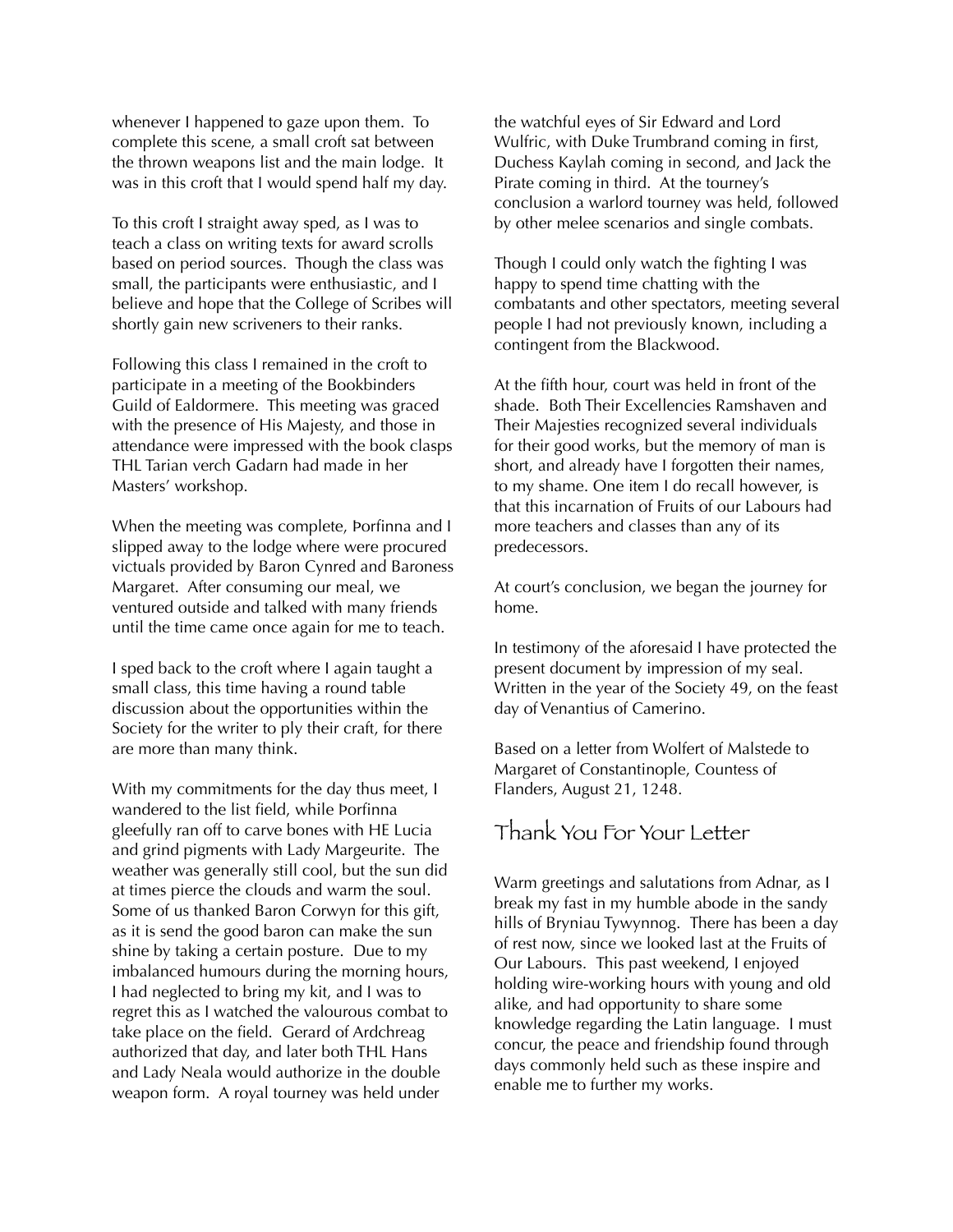whenever I happened to gaze upon them. To complete this scene, a small croft sat between the thrown weapons list and the main lodge. It was in this croft that I would spend half my day.

To this croft I straight away sped, as I was to teach a class on writing texts for award scrolls based on period sources. Though the class was small, the participants were enthusiastic, and I believe and hope that the College of Scribes will shortly gain new scriveners to their ranks.

Following this class I remained in the croft to participate in a meeting of the Bookbinders Guild of Ealdormere. This meeting was graced with the presence of His Majesty, and those in attendance were impressed with the book clasps THL Tarian verch Gadarn had made in her Masters' workshop.

When the meeting was complete, Þorfinna and I slipped away to the lodge where were procured victuals provided by Baron Cynred and Baroness Margaret. After consuming our meal, we ventured outside and talked with many friends until the time came once again for me to teach.

I sped back to the croft where I again taught a small class, this time having a round table discussion about the opportunities within the Society for the writer to ply their craft, for there are more than many think.

With my commitments for the day thus meet, I wandered to the list field, while Þorfinna gleefully ran off to carve bones with HE Lucia and grind pigments with Lady Margeurite. The weather was generally still cool, but the sun did at times pierce the clouds and warm the soul. Some of us thanked Baron Corwyn for this gift, as it is send the good baron can make the sun shine by taking a certain posture. Due to my imbalanced humours during the morning hours, I had neglected to bring my kit, and I was to regret this as I watched the valourous combat to take place on the field. Gerard of Ardchreag authorized that day, and later both THL Hans and Lady Neala would authorize in the double weapon form. A royal tourney was held under the watchful eyes of Sir Edward and Lord Wulfric, with Duke Trumbrand coming in first, Duchess Kaylah coming in second, and Jack the Pirate coming in third. At the tourney's conclusion a warlord tourney was held, followed by other melee scenarios and single combats.

Though I could only watch the fighting I was happy to spend time chatting with the combatants and other spectators, meeting several people I had not previously known, including a contingent from the Blackwood.

At the fifth hour, court was held in front of the shade. Both Their Excellencies Ramshaven and Their Majesties recognized several individuals for their good works, but the memory of man is short, and already have I forgotten their names, to my shame. One item I do recall however, is that this incarnation of Fruits of our Labours had more teachers and classes than any of its predecessors.

At court's conclusion, we began the journey for home.

In testimony of the aforesaid I have protected the present document by impression of my seal. Written in the year of the Society 49, on the feast day of Venantius of Camerino.

Based on a letter from Wolfert of Malstede to Margaret of Constantinople, Countess of Flanders, August 21, 1248.

## Thank You For Your Letter

Warm greetings and salutations from Adnar, as I break my fast in my humble abode in the sandy hills of Bryniau Tywynnog. There has been a day of rest now, since we looked last at the Fruits of Our Labours. This past weekend, I enjoyed holding wire-working hours with young and old alike, and had opportunity to share some knowledge regarding the Latin language. I must concur, the peace and friendship found through days commonly held such as these inspire and enable me to further my works.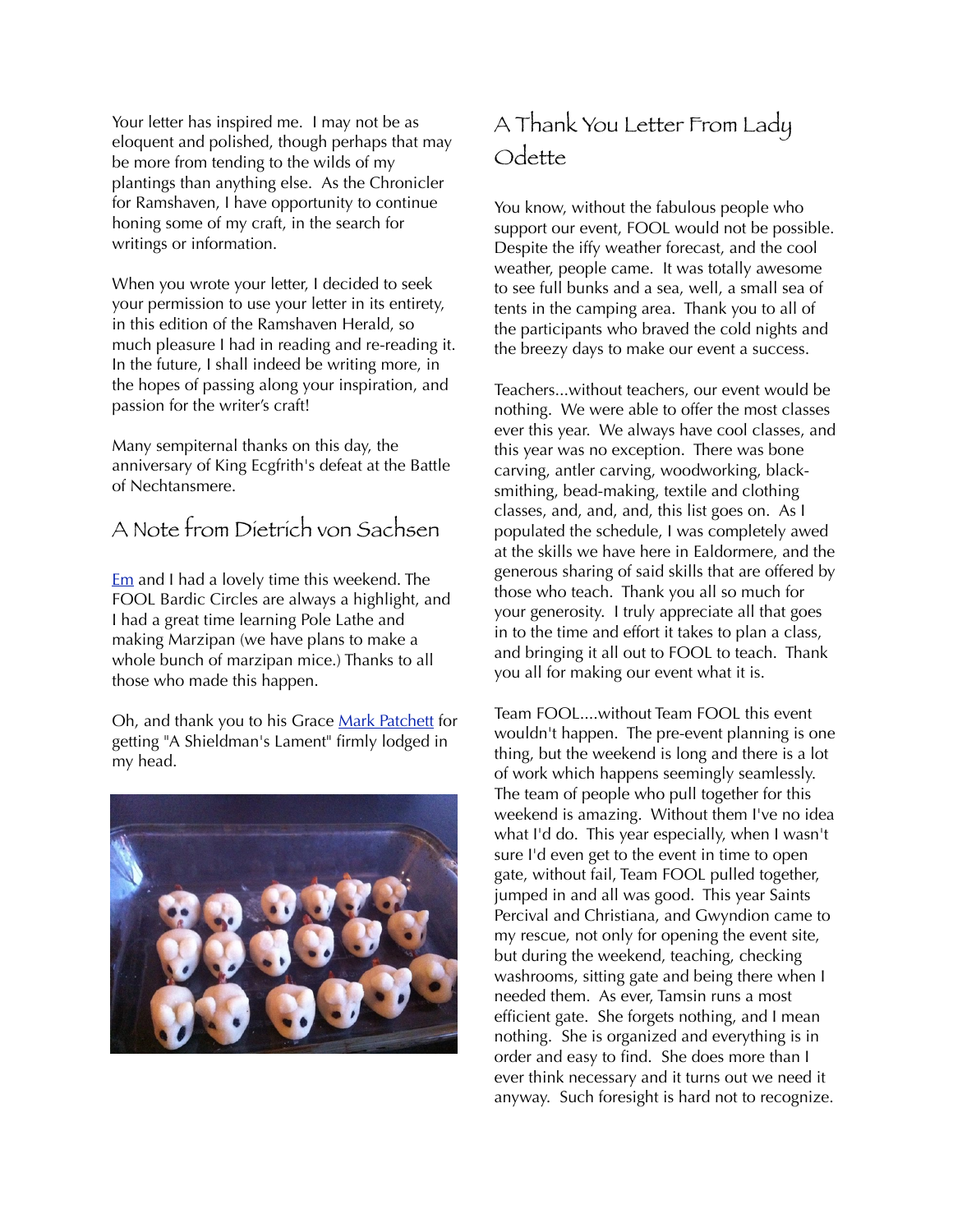Your letter has inspired me. I may not be as eloquent and polished, though perhaps that may be more from tending to the wilds of my plantings than anything else. As the Chronicler for Ramshaven, I have opportunity to continue honing some of my craft, in the search for writings or information.

When you wrote your letter, I decided to seek your permission to use your letter in its entirety, in this edition of the Ramshaven Herald, so much pleasure I had in reading and re-reading it. In the future, I shall indeed be writing more, in the hopes of passing along your inspiration, and passion for the writer's craft!

Many sempiternal thanks on this day, the anniversary of King Ecgfrith's defeat at the Battle of Nechtansmere.

## A Note from Dietrich von Sachsen

Em and I had a lovely time this weekend. The FOOL Bardic Circles are always a highlight, and I had a great time learning Pole Lathe and making Marzipan (we have plans to make a whole bunch of marzipan mice.) Thanks to all those who made this happen.

Oh, and thank you to his Grace Mark Patchett for getting "A Shieldman's Lament" firmly lodged in my head.

## A Thank You Letter From Lady Odette

You know, without the fabulous people who support our event, FOOL would not be possible. Despite the iffy weather forecast, and the cool weather, people came. It was totally awesome to see full bunks and a sea, well, a small sea of tents in the camping area. Thank you to all of the participants who braved the cold nights and the breezy days to make our event a success.

Teachers...without teachers, our event would be nothing. We were able to offer the most classes ever this year. We always have cool classes, and this year was no exception. There was bone carving, antler carving, woodworking, black-smithing, bead-making, textile and clothing classes, and, and, and, this list goes on. As I populated the schedule, I was completely awed at the skills we have here in Ealdormere, and the generous sharing of said skills that are offered by those who teach. Thank you all so much for your generosity. I truly appreciate all that goes in to the time and effort it takes to plan a class, and bringing it all out to FOOL to teach. Thank you all for making our event what it is.

Team FOOL....without Team FOOL this event wouldn't happen. The pre-event planning is one thing, but the weekend is long and there is a lot of work which happens seemingly seamlessly. The team of people who pull together for this weekend is amazing. Without them I've no idea what I'd do. This year especially, when I wasn't sure I'd even get to the event in time to open gate, without fail, Team FOOL pulled together, jumped in and all was good. This year Saints Percival and Christiana, and Gwyndion came to my rescue, not only for opening the event site, but during the weekend, teaching, checking washrooms, sitting gate and being there when I needed them. As ever, Tamsin runs a most efficient gate. She forgets nothing, and I mean nothing. She is organized and everything is in order and easy to find. She does more than I ever think necessary and it turns out we need it anyway. Such foresight is hard not to recognize.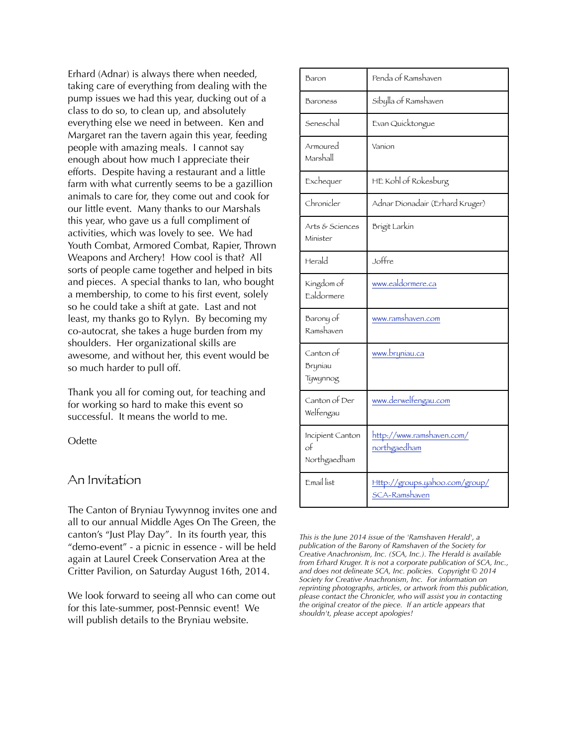Erhard (Adnar) is always there when needed, taking care of everything from dealing with the pump issues we had this year, ducking out of a class to do so, to clean up, and absolutely everything else we need in between. Ken and Margaret ran the tavern again this year, feeding people with amazing meals. I cannot say enough about how much I appreciate their efforts. Despite having a restaurant and a little farm with what currently seems to be a gazillion animals to care for, they come out and cook for our little event. Many thanks to our Marshals this year, who gave us a full compliment of activities, which was lovely to see. We had Youth Combat, Armored Combat, Rapier, Thrown Weapons and Archery! How cool is that? All sorts of people came together and helped in bits and pieces. A special thanks to Ian, who bought a membership, to come to his first event, solely so he could take a shift at gate. Last and not least, my thanks go to Rylyn. By becoming my co-autocrat, she takes a huge burden from my shoulders. Her organizational skills are awesome, and without her, this event would be so much harder to pull off.

Thank you all for coming out, for teaching and for working so hard to make this event so successful. It means the world to me.

Odette

## An Invitation

The Canton of Bryniau Tywynnog invites one and all to our annual Middle Ages On The Green, the canton's "Just Play Day". In its fourth year, this "demo-event" - a picnic in essence - will be held again at Laurel Creek Conservation Area at the Critter Pavilion, on Saturday August 16th, 2014.

We look forward to seeing all who can come out for this late-summer, post-Pennsic event! We will publish details to the Bryniau website.

| | |
|---|---|
| Baron | Penda of Ramshaven |
| Baroness | Sibylla of Ramshaven |
| Seneschal | Evan Quicktongue |
| Armoured Marshall | Vanion |
| Exchequer | HE Kohl of Rokesburg |
| Chronicler | Adnar Dionadair (Erhard Kruger) |
| Arts & Sciences Minister | Brigit Larkin |
| Herald | Joffre |
| Kingdom of Ealdormere | www.ealdormere.ca |
| Barony of Ramshaven | www.ramshaven.com |
| Canton of Bryniau Tywynnog | www.bryniau.ca |
| Canton of Der Welfengau | www.derwelfengau.com |
| Incipient Canton of Northgaedham | http://www.ramshaven.com/northgaedham |
| Email list | Http://groups.yahoo.com/group/SCA-Ramshaven |

*This is the June 2014 issue of the 'Ramshaven Herald', a publication of the Barony of Ramshaven of the Society for Creative Anachronism, Inc. (SCA, Inc.). The Herald is available from Erhard Kruger. It is not a corporate publication of SCA, Inc., and does not delineate SCA, Inc. policies. Copyright © 2014 Society for Creative Anachronism, Inc. For information on reprinting photographs, articles, or artwork from this publication, please contact the Chronicler, who will assist you in contacting the original creator of the piece. If an article appears that shouldn't, please accept apologies!*